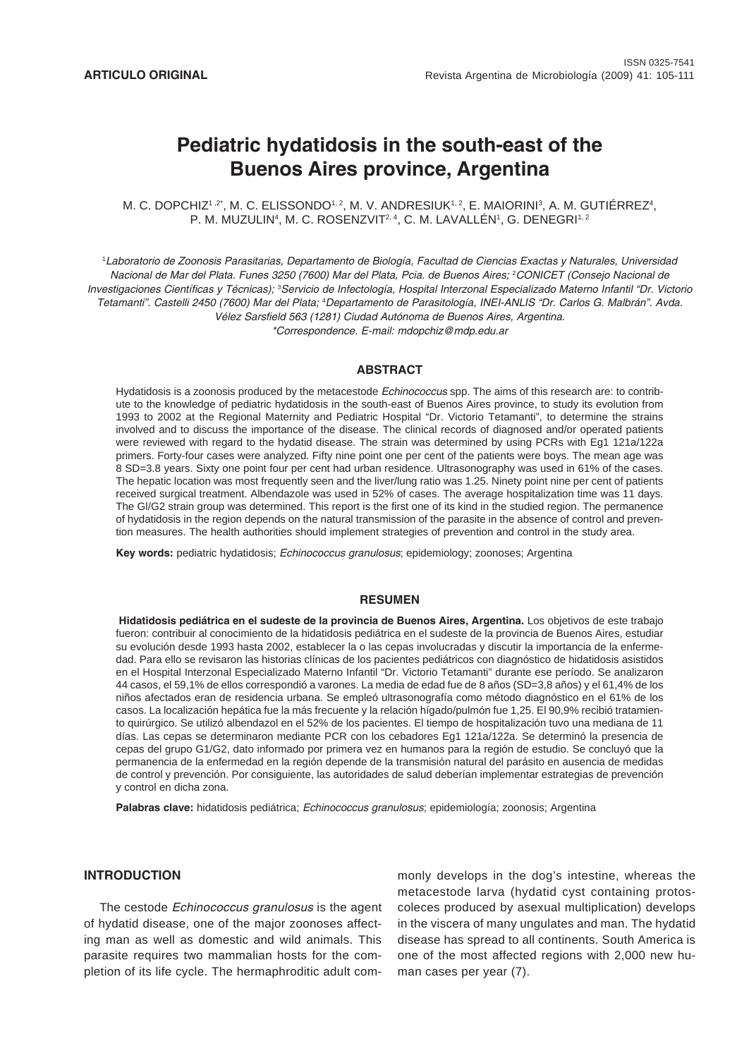**ARTICULO ORIGINAL**

# Pediatric hydatidosis in the south-east of the Buenos Aires province, Argentina

M. C. DOPCHIZ[1,2*], M. C. ELISSONDO[1,2], M. V. ANDRESIUK[1,2], E. MAIORINI[3], A. M. GUTIÉRREZ[4], P. M. MUZULIN[4], M. C. ROSENZVIT[2,4], C. M. LAVALLÉN[1], G. DENEGRI[1,2]

[1]*Laboratorio de Zoonosis Parasitarias, Departamento de Biología, Facultad de Ciencias Exactas y Naturales, Universidad Nacional de Mar del Plata. Funes 3250 (7600) Mar del Plata, Pcia. de Buenos Aires;* [2]*CONICET (Consejo Nacional de Investigaciones Científicas y Técnicas);* [3]*Servicio de Infectología, Hospital Interzonal Especializado Materno Infantil "Dr. Victorio Tetamanti". Castelli 2450 (7600) Mar del Plata;* [4]*Departamento de Parasitología, INEI-ANLIS "Dr. Carlos G. Malbrán". Avda. Vélez Sarsfield 563 (1281) Ciudad Autónoma de Buenos Aires, Argentina.*
*\*Correspondence. E-mail: mdopchiz@mdp.edu.ar*

## ABSTRACT

Hydatidosis is a zoonosis produced by the metacestode *Echinococcus* spp. The aims of this research are: to contribute to the knowledge of pediatric hydatidosis in the south-east of Buenos Aires province, to study its evolution from 1993 to 2002 at the Regional Maternity and Pediatric Hospital "Dr. Victorio Tetamanti", to determine the strains involved and to discuss the importance of the disease. The clinical records of diagnosed and/or operated patients were reviewed with regard to the hydatid disease. The strain was determined by using PCRs with Eg1 121a/122a primers. Forty-four cases were analyzed. Fifty nine point one per cent of the patients were boys. The mean age was 8 SD=3.8 years. Sixty one point four per cent had urban residence. Ultrasonography was used in 61% of the cases. The hepatic location was most frequently seen and the liver/lung ratio was 1.25. Ninety point nine per cent of patients received surgical treatment. Albendazole was used in 52% of cases. The average hospitalization time was 11 days. The Gl/G2 strain group was determined. This report is the first one of its kind in the studied region. The permanence of hydatidosis in the region depends on the natural transmission of the parasite in the absence of control and prevention measures. The health authorities should implement strategies of prevention and control in the study area.

**Key words:** pediatric hydatidosis; *Echinococcus granulosus*; epidemiology; zoonoses; Argentina

## RESUMEN

**Hidatidosis pediátrica en el sudeste de la provincia de Buenos Aires, Argentina.** Los objetivos de este trabajo fueron: contribuir al conocimiento de la hidatidosis pediátrica en el sudeste de la provincia de Buenos Aires, estudiar su evolución desde 1993 hasta 2002, establecer la o las cepas involucradas y discutir la importancia de la enfermedad. Para ello se revisaron las historias clínicas de los pacientes pediátricos con diagnóstico de hidatidosis asistidos en el Hospital Interzonal Especializado Materno Infantil "Dr. Victorio Tetamanti" durante ese período. Se analizaron 44 casos, el 59,1% de ellos correspondió a varones. La media de edad fue de 8 años (SD=3,8 años) y el 61,4% de los niños afectados eran de residencia urbana. Se empleó ultrasonografía como método diagnóstico en el 61% de los casos. La localización hepática fue la más frecuente y la relación hígado/pulmón fue 1,25. El 90,9% recibió tratamiento quirúrgico. Se utilizó albendazol en el 52% de los pacientes. El tiempo de hospitalización tuvo una mediana de 11 días. Las cepas se determinaron mediante PCR con los cebadores Eg1 121a/122a. Se determinó la presencia de cepas del grupo G1/G2, dato informado por primera vez en humanos para la región de estudio. Se concluyó que la permanencia de la enfermedad en la región depende de la transmisión natural del parásito en ausencia de medidas de control y prevención. Por consiguiente, las autoridades de salud deberían implementar estrategias de prevención y control en dicha zona.

**Palabras clave:** hidatidosis pediátrica; *Echinococcus granulosus*; epidemiología; zoonosis; Argentina

## INTRODUCTION

The cestode *Echinococcus granulosus* is the agent of hydatid disease, one of the major zoonoses affecting man as well as domestic and wild animals. This parasite requires two mammalian hosts for the completion of its life cycle. The hermaphroditic adult commonly develops in the dog's intestine, whereas the metacestode larva (hydatid cyst containing protoscoleces produced by asexual multiplication) develops in the viscera of many ungulates and man. The hydatid disease has spread to all continents. South America is one of the most affected regions with 2,000 new human cases per year (7).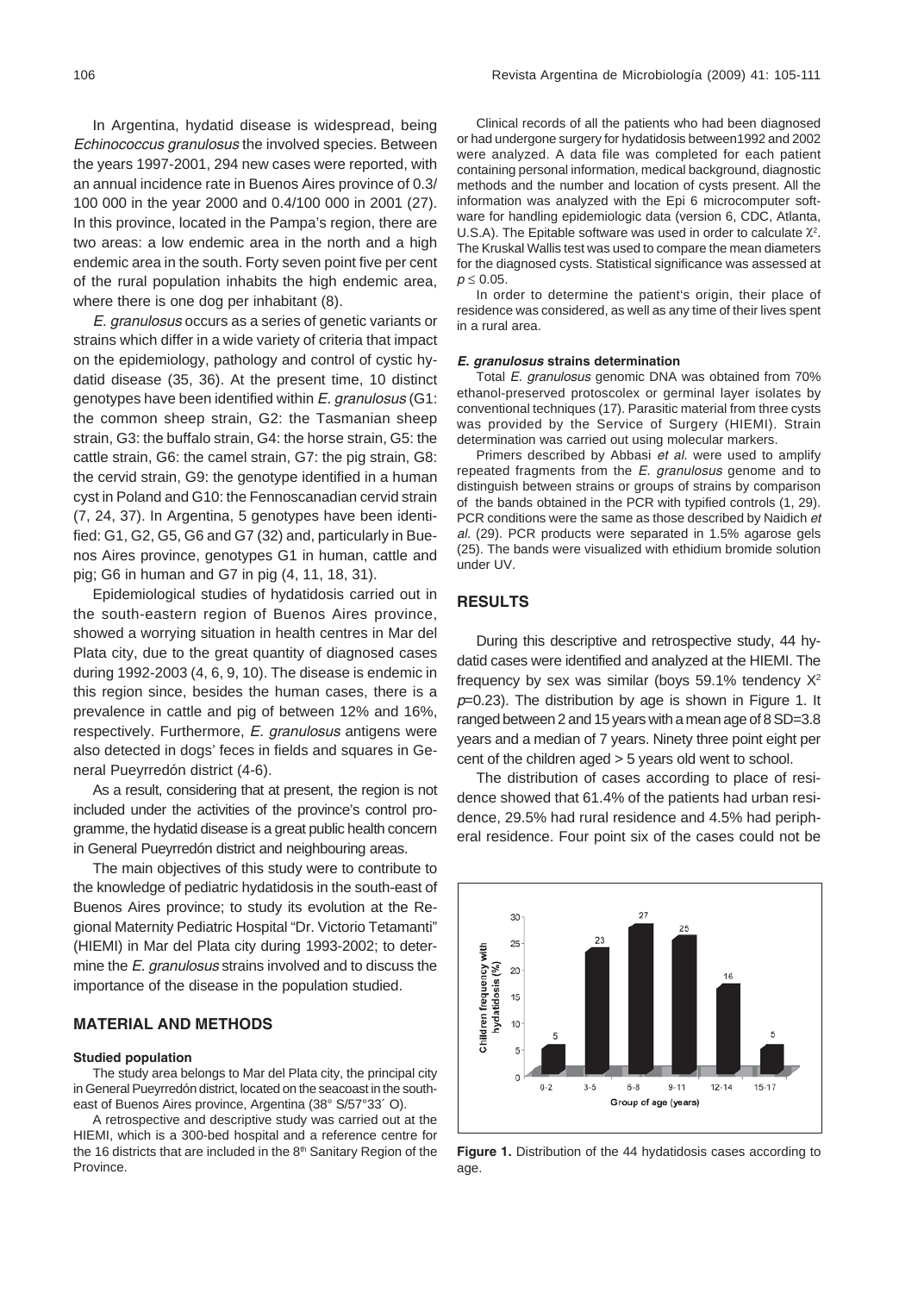In Argentina, hydatid disease is widespread, being *Echinococcus granulosus* the involved species. Between the years 1997-2001, 294 new cases were reported, with an annual incidence rate in Buenos Aires province of 0.3/ 100 000 in the year 2000 and 0.4/100 000 in 2001 (27). In this province, located in the Pampa's region, there are two areas: a low endemic area in the north and a high endemic area in the south. Forty seven point five per cent of the rural population inhabits the high endemic area, where there is one dog per inhabitant (8).

*E. granulosus* occurs as a series of genetic variants or strains which differ in a wide variety of criteria that impact on the epidemiology, pathology and control of cystic hydatid disease (35, 36). At the present time, 10 distinct genotypes have been identified within *E. granulosus* (G1: the common sheep strain, G2: the Tasmanian sheep strain, G3: the buffalo strain, G4: the horse strain, G5: the cattle strain, G6: the camel strain, G7: the pig strain, G8: the cervid strain, G9: the genotype identified in a human cyst in Poland and G10: the Fennoscanadian cervid strain (7, 24, 37). In Argentina, 5 genotypes have been identified: G1, G2, G5, G6 and G7 (32) and, particularly in Buenos Aires province, genotypes G1 in human, cattle and pig; G6 in human and G7 in pig (4, 11, 18, 31).

Epidemiological studies of hydatidosis carried out in the south-eastern region of Buenos Aires province, showed a worrying situation in health centres in Mar del Plata city, due to the great quantity of diagnosed cases during 1992-2003 (4, 6, 9, 10). The disease is endemic in this region since, besides the human cases, there is a prevalence in cattle and pig of between 12% and 16%, respectively. Furthermore, *E. granulosus* antigens were also detected in dogs' feces in fields and squares in General Pueyrredón district (4-6).

As a result, considering that at present, the region is not included under the activities of the province's control programme, the hydatid disease is a great public health concern in General Pueyrredón district and neighbouring areas.

The main objectives of this study were to contribute to the knowledge of pediatric hydatidosis in the south-east of Buenos Aires province; to study its evolution at the Regional Maternity Pediatric Hospital "Dr. Victorio Tetamanti" (HIEMI) in Mar del Plata city during 1993-2002; to determine the *E. granulosus* strains involved and to discuss the importance of the disease in the population studied.

## MATERIAL AND METHODS

#### Studied population

The study area belongs to Mar del Plata city, the principal city in General Pueyrredón district, located on the seacoast in the south-east of Buenos Aires province, Argentina (38° S/57°33´ O).

A retrospective and descriptive study was carried out at the HIEMI, which is a 300-bed hospital and a reference centre for the 16 districts that are included in the 8th Sanitary Region of the Province.

Clinical records of all the patients who had been diagnosed or had undergone surgery for hydatidosis between1992 and 2002 were analyzed. A data file was completed for each patient containing personal information, medical background, diagnostic methods and the number and location of cysts present. All the information was analyzed with the Epi 6 microcomputer software for handling epidemiologic data (version 6, CDC, Atlanta, U.S.A). The Epitable software was used in order to calculate $\chi^2$. The Kruskal Wallis test was used to compare the mean diameters for the diagnosed cysts. Statistical significance was assessed at $p \leq 0.05$.

In order to determine the patient's origin, their place of residence was considered, as well as any time of their lives spent in a rural area.

#### *E. granulosus* strains determination

Total *E. granulosus* genomic DNA was obtained from 70% ethanol-preserved protoscolex or germinal layer isolates by conventional techniques (17). Parasitic material from three cysts was provided by the Service of Surgery (HIEMI). Strain determination was carried out using molecular markers.

Primers described by Abbasi *et al.* were used to amplify repeated fragments from the *E. granulosus* genome and to distinguish between strains or groups of strains by comparison of the bands obtained in the PCR with typified controls (1, 29). PCR conditions were the same as those described by Naidich *et al.* (29). PCR products were separated in 1.5% agarose gels (25). The bands were visualized with ethidium bromide solution under UV.

## RESULTS

During this descriptive and retrospective study, 44 hydatid cases were identified and analyzed at the HIEMI. The frequency by sex was similar (boys 59.1% tendency $X^2$ $p$=0.23). The distribution by age is shown in Figure 1. It ranged between 2 and 15 years with a mean age of 8 SD=3.8 years and a median of 7 years. Ninety three point eight per cent of the children aged > 5 years old went to school.

The distribution of cases according to place of residence showed that 61.4% of the patients had urban residence, 29.5% had rural residence and 4.5% had peripheral residence. Four point six of the cases could not be

| Group of age (years) | Children frequency with hydatidosis (%) |
|---|---|
| 0-2 | 5 |
| 3-5 | 23 |
| 6-8 | 27 |
| 9-11 | 25 |
| 12-14 | 16 |
| 15-17 | 5 |

**Figure 1.** Distribution of the 44 hydatidosis cases according to age.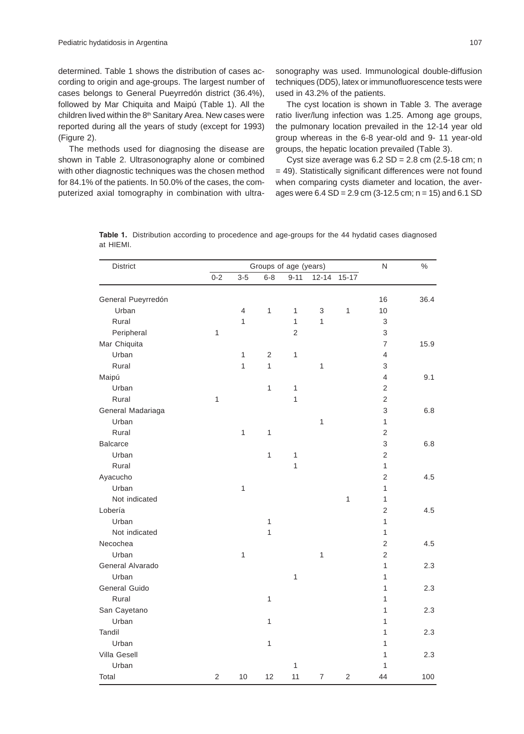determined. Table 1 shows the distribution of cases according to origin and age-groups. The largest number of cases belongs to General Pueyrredón district (36.4%), followed by Mar Chiquita and Maipú (Table 1). All the children lived within the 8th Sanitary Area. New cases were reported during all the years of study (except for 1993) (Figure 2).

The methods used for diagnosing the disease are shown in Table 2. Ultrasonography alone or combined with other diagnostic techniques was the chosen method for 84.1% of the patients. In 50.0% of the cases, the computerized axial tomography in combination with ultrasonography was used. Immunological double-diffusion techniques (DD5), latex or immunofluorescence tests were used in 43.2% of the patients.

The cyst location is shown in Table 3. The average ratio liver/lung infection was 1.25. Among age groups, the pulmonary location prevailed in the 12-14 year old group whereas in the 6-8 year-old and 9- 11 year-old groups, the hepatic location prevailed (Table 3).

Cyst size average was 6.2 SD = 2.8 cm (2.5-18 cm; n = 49). Statistically significant differences were not found when comparing cysts diameter and location, the averages were 6.4 SD = 2.9 cm (3-12.5 cm; n = 15) and 6.1 SD

**Table 1.** Distribution according to procedence and age-groups for the 44 hydatid cases diagnosed at HIEMI.

| District | Groups of age (years) | | | | | | N | % |
|---|---|---|---|---|---|---|---|---|
| | 0-2 | 3-5 | 6-8 | 9-11 | 12-14 | 15-17 | | |
| General Pueyrredón | | | | | | | 16 | 36.4 |
| Urban | | 4 | 1 | 1 | 3 | 1 | 10 | |
| Rural | | 1 | | 1 | 1 | | 3 | |
| Peripheral | 1 | | | 2 | | | 3 | |
| Mar Chiquita | | | | | | | 7 | 15.9 |
| Urban | | 1 | 2 | 1 | | | 4 | |
| Rural | | 1 | 1 | | 1 | | 3 | |
| Maipú | | | | | | | 4 | 9.1 |
| Urban | | | 1 | 1 | | | 2 | |
| Rural | 1 | | | 1 | | | 2 | |
| General Madariaga | | | | | | | 3 | 6.8 |
| Urban | | | | | 1 | | 1 | |
| Rural | | 1 | 1 | | | | 2 | |
| Balcarce | | | | | | | 3 | 6.8 |
| Urban | | | 1 | 1 | | | 2 | |
| Rural | | | | 1 | | | 1 | |
| Ayacucho | | | | | | | 2 | 4.5 |
| Urban | | 1 | | | | | 1 | |
| Not indicated | | | | | | 1 | 1 | |
| Lobería | | | | | | | 2 | 4.5 |
| Urban | | | 1 | | | | 1 | |
| Not indicated | | | 1 | | | | 1 | |
| Necochea | | | | | | | 2 | 4.5 |
| Urban | | 1 | | | 1 | | 2 | |
| General Alvarado | | | | | | | 1 | 2.3 |
| Urban | | | | 1 | | | 1 | |
| General Guido | | | | | | | 1 | 2.3 |
| Rural | | | 1 | | | | 1 | |
| San Cayetano | | | | | | | 1 | 2.3 |
| Urban | | | 1 | | | | 1 | |
| Tandil | | | | | | | 1 | 2.3 |
| Urban | | | 1 | | | | 1 | |
| Villa Gesell | | | | | | | 1 | 2.3 |
| Urban | | | | 1 | | | 1 | |
| Total | 2 | 10 | 12 | 11 | 7 | 2 | 44 | 100 |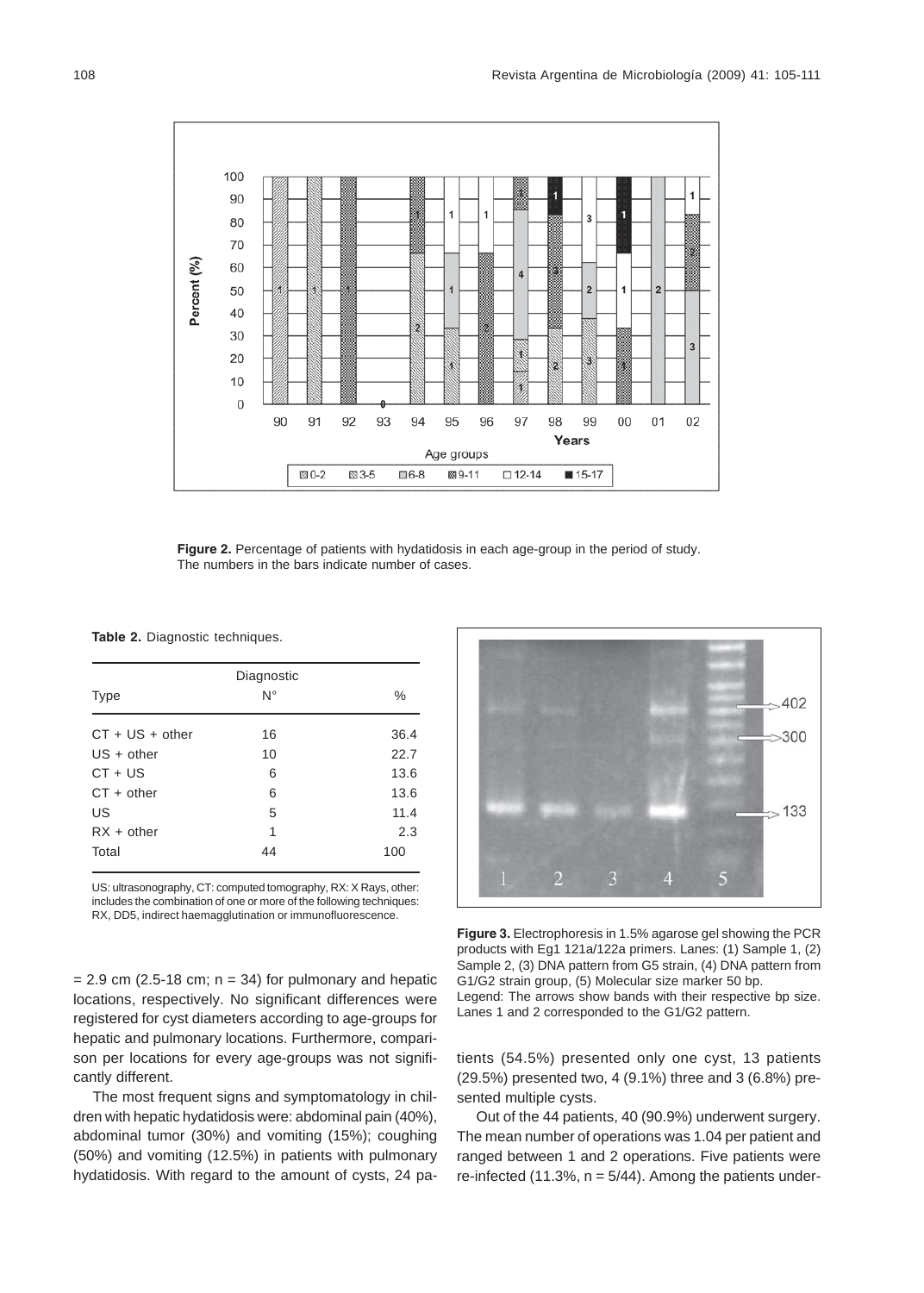**Figure 2.** Percentage of patients with hydatidosis in each age-group in the period of study. The numbers in the bars indicate number of cases.

**Table 2.** Diagnostic techniques.

| Type | Diagnostic N° | % |
|---|---|---|
| CT + US + other | 16 | 36.4 |
| US + other | 10 | 22.7 |
| CT + US | 6 | 13.6 |
| CT + other | 6 | 13.6 |
| US | 5 | 11.4 |
| RX + other | 1 | 2.3 |
| Total | 44 | 100 |

US: ultrasonography, CT: computed tomography, RX: X Rays, other: includes the combination of one or more of the following techniques: RX, DD5, indirect haemagglutination or immunofluorescence.

**Figure 3.** Electrophoresis in 1.5% agarose gel showing the PCR products with Eg1 121a/122a primers. Lanes: (1) Sample 1, (2) Sample 2, (3) DNA pattern from G5 strain, (4) DNA pattern from G1/G2 strain group, (5) Molecular size marker 50 bp.
Legend: The arrows show bands with their respective bp size. Lanes 1 and 2 corresponded to the G1/G2 pattern.

= 2.9 cm (2.5-18 cm; n = 34) for pulmonary and hepatic locations, respectively. No significant differences were registered for cyst diameters according to age-groups for hepatic and pulmonary locations. Furthermore, comparison per locations for every age-groups was not significantly different.

The most frequent signs and symptomatology in children with hepatic hydatidosis were: abdominal pain (40%), abdominal tumor (30%) and vomiting (15%); coughing (50%) and vomiting (12.5%) in patients with pulmonary hydatidosis. With regard to the amount of cysts, 24 patients (54.5%) presented only one cyst, 13 patients (29.5%) presented two, 4 (9.1%) three and 3 (6.8%) presented multiple cysts.

Out of the 44 patients, 40 (90.9%) underwent surgery. The mean number of operations was 1.04 per patient and ranged between 1 and 2 operations. Five patients were re-infected (11.3%, n = 5/44). Among the patients under-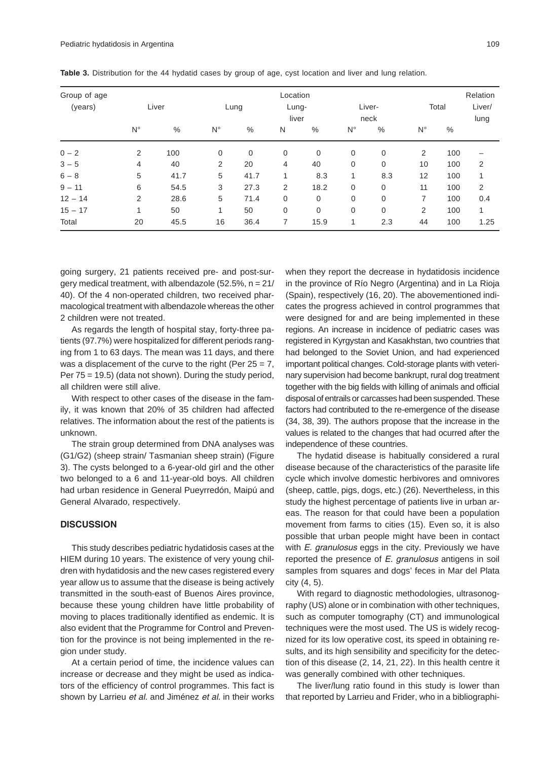**Table 3.** Distribution for the 44 hydatid cases by group of age, cyst location and liver and lung relation.

| Group of age (years) | Location | | | | | | | | | | Relation Liver/ lung |
|---|---|---|---|---|---|---|---|---|---|---|---|
| | Liver | | Lung | | Lung-liver | | Liver-neck | | Total | | |
| | N° | % | N° | % | N | % | N° | % | N° | % | |
| 0 – 2 | 2 | 100 | 0 | 0 | 0 | 0 | 0 | 0 | 2 | 100 | – |
| 3 – 5 | 4 | 40 | 2 | 20 | 4 | 40 | 0 | 0 | 10 | 100 | 2 |
| 6 – 8 | 5 | 41.7 | 5 | 41.7 | 1 | 8.3 | 1 | 8.3 | 12 | 100 | 1 |
| 9 – 11 | 6 | 54.5 | 3 | 27.3 | 2 | 18.2 | 0 | 0 | 11 | 100 | 2 |
| 12 – 14 | 2 | 28.6 | 5 | 71.4 | 0 | 0 | 0 | 0 | 7 | 100 | 0.4 |
| 15 – 17 | 1 | 50 | 1 | 50 | 0 | 0 | 0 | 0 | 2 | 100 | 1 |
| Total | 20 | 45.5 | 16 | 36.4 | 7 | 15.9 | 1 | 2.3 | 44 | 100 | 1.25 |

going surgery, 21 patients received pre- and post-surgery medical treatment, with albendazole (52.5%, n = 21/40). Of the 4 non-operated children, two received pharmacological treatment with albendazole whereas the other 2 children were not treated.

As regards the length of hospital stay, forty-three patients (97.7%) were hospitalized for different periods ranging from 1 to 63 days. The mean was 11 days, and there was a displacement of the curve to the right (Per 25 = 7, Per 75 = 19.5) (data not shown). During the study period, all children were still alive.

With respect to other cases of the disease in the family, it was known that 20% of 35 children had affected relatives. The information about the rest of the patients is unknown.

The strain group determined from DNA analyses was (G1/G2) (sheep strain/ Tasmanian sheep strain) (Figure 3). The cysts belonged to a 6-year-old girl and the other two belonged to a 6 and 11-year-old boys. All children had urban residence in General Pueyrredón, Maipú and General Alvarado, respectively.

## DISCUSSION

This study describes pediatric hydatidosis cases at the HIEM during 10 years. The existence of very young children with hydatidosis and the new cases registered every year allow us to assume that the disease is being actively transmitted in the south-east of Buenos Aires province, because these young children have little probability of moving to places traditionally identified as endemic. It is also evident that the Programme for Control and Prevention for the province is not being implemented in the region under study.

At a certain period of time, the incidence values can increase or decrease and they might be used as indicators of the efficiency of control programmes. This fact is shown by Larrieu *et al.* and Jiménez *et al.* in their works when they report the decrease in hydatidosis incidence in the province of Río Negro (Argentina) and in La Rioja (Spain), respectively (16, 20). The abovementioned indicates the progress achieved in control programmes that were designed for and are being implemented in these regions. An increase in incidence of pediatric cases was registered in Kyrgystan and Kasakhstan, two countries that had belonged to the Soviet Union, and had experienced important political changes. Cold-storage plants with veterinary supervision had become bankrupt, rural dog treatment together with the big fields with killing of animals and official disposal of entrails or carcasses had been suspended. These factors had contributed to the re-emergence of the disease (34, 38, 39). The authors propose that the increase in the values is related to the changes that had ocurred after the independence of these countries.

The hydatid disease is habitually considered a rural disease because of the characteristics of the parasite life cycle which involve domestic herbivores and omnivores (sheep, cattle, pigs, dogs, etc.) (26). Nevertheless, in this study the highest percentage of patients live in urban areas. The reason for that could have been a population movement from farms to cities (15). Even so, it is also possible that urban people might have been in contact with *E. granulosus* eggs in the city. Previously we have reported the presence of *E. granulosus* antigens in soil samples from squares and dogs' feces in Mar del Plata city (4, 5).

With regard to diagnostic methodologies, ultrasonography (US) alone or in combination with other techniques, such as computer tomography (CT) and immunological techniques were the most used. The US is widely recognized for its low operative cost, its speed in obtaining results, and its high sensibility and specificity for the detection of this disease (2, 14, 21, 22). In this health centre it was generally combined with other techniques.

The liver/lung ratio found in this study is lower than that reported by Larrieu and Frider, who in a bibliographi-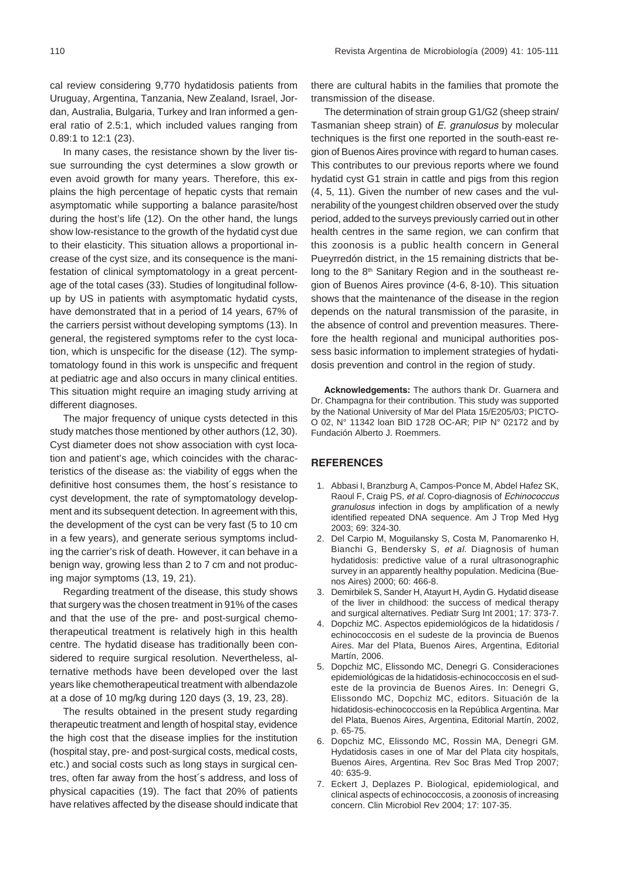cal review considering 9,770 hydatidosis patients from Uruguay, Argentina, Tanzania, New Zealand, Israel, Jordan, Australia, Bulgaria, Turkey and Iran informed a general ratio of 2.5:1, which included values ranging from 0.89:1 to 12:1 (23).

In many cases, the resistance shown by the liver tissue surrounding the cyst determines a slow growth or even avoid growth for many years. Therefore, this explains the high percentage of hepatic cysts that remain asymptomatic while supporting a balance parasite/host during the host's life (12). On the other hand, the lungs show low-resistance to the growth of the hydatid cyst due to their elasticity. This situation allows a proportional increase of the cyst size, and its consequence is the manifestation of clinical symptomatology in a great percentage of the total cases (33). Studies of longitudinal follow-up by US in patients with asymptomatic hydatid cysts, have demonstrated that in a period of 14 years, 67% of the carriers persist without developing symptoms (13). In general, the registered symptoms refer to the cyst location, which is unspecific for the disease (12). The symptomatology found in this work is unspecific and frequent at pediatric age and also occurs in many clinical entities. This situation might require an imaging study arriving at different diagnoses.

The major frequency of unique cysts detected in this study matches those mentioned by other authors (12, 30). Cyst diameter does not show association with cyst location and patient's age, which coincides with the characteristics of the disease as: the viability of eggs when the definitive host consumes them, the host´s resistance to cyst development, the rate of symptomatology development and its subsequent detection. In agreement with this, the development of the cyst can be very fast (5 to 10 cm in a few years), and generate serious symptoms including the carrier's risk of death. However, it can behave in a benign way, growing less than 2 to 7 cm and not producing major symptoms (13, 19, 21).

Regarding treatment of the disease, this study shows that surgery was the chosen treatment in 91% of the cases and that the use of the pre- and post-surgical chemotherapeutical treatment is relatively high in this health centre. The hydatid disease has traditionally been considered to require surgical resolution. Nevertheless, alternative methods have been developed over the last years like chemotherapeutical treatment with albendazole at a dose of 10 mg/kg during 120 days (3, 19, 23, 28).

The results obtained in the present study regarding therapeutic treatment and length of hospital stay, evidence the high cost that the disease implies for the institution (hospital stay, pre- and post-surgical costs, medical costs, etc.) and social costs such as long stays in surgical centres, often far away from the host´s address, and loss of physical capacities (19). The fact that 20% of patients have relatives affected by the disease should indicate that there are cultural habits in the families that promote the transmission of the disease.

The determination of strain group G1/G2 (sheep strain/ Tasmanian sheep strain) of *E. granulosus* by molecular techniques is the first one reported in the south-east region of Buenos Aires province with regard to human cases. This contributes to our previous reports where we found hydatid cyst G1 strain in cattle and pigs from this region (4, 5, 11). Given the number of new cases and the vulnerability of the youngest children observed over the study period, added to the surveys previously carried out in other health centres in the same region, we can confirm that this zoonosis is a public health concern in General Pueyrredón district, in the 15 remaining districts that belong to the 8th Sanitary Region and in the southeast region of Buenos Aires province (4-6, 8-10). This situation shows that the maintenance of the disease in the region depends on the natural transmission of the parasite, in the absence of control and prevention measures. Therefore the health regional and municipal authorities possess basic information to implement strategies of hydatidosis prevention and control in the region of study.

**Acknowledgements:** The authors thank Dr. Guarnera and Dr. Champagna for their contribution. This study was supported by the National University of Mar del Plata 15/E205/03; PICTO-O 02, N° 11342 loan BID 1728 OC-AR; PIP N° 02172 and by Fundación Alberto J. Roemmers.

## REFERENCES

1. Abbasi I, Branzburg A, Campos-Ponce M, Abdel Hafez SK, Raoul F, Craig PS, *et al*. Copro-diagnosis of *Echinococcus granulosus* infection in dogs by amplification of a newly identified repeated DNA sequence. Am J Trop Med Hyg 2003; 69: 324-30.
2. Del Carpio M, Moguilansky S, Costa M, Panomarenko H, Bianchi G, Bendersky S, *et al*. Diagnosis of human hydatidosis: predictive value of a rural ultrasonographic survey in an apparently healthy population. Medicina (Buenos Aires) 2000; 60: 466-8.
3. Demirbilek S, Sander H, Atayurt H, Aydin G. Hydatid disease of the liver in childhood: the success of medical therapy and surgical alternatives. Pediatr Surg Int 2001; 17: 373-7.
4. Dopchiz MC. Aspectos epidemiológicos de la hidatidosis / echinococcosis en el sudeste de la provincia de Buenos Aires. Mar del Plata, Buenos Aires, Argentina, Editorial Martín, 2006.
5. Dopchiz MC, Elissondo MC, Denegri G. Consideraciones epidemiológicas de la hidatidosis-echinococcosis en el sudeste de la provincia de Buenos Aires. In: Denegri G, Elissondo MC, Dopchiz MC, editors. Situación de la hidatidosis-echinococcosis en la República Argentina. Mar del Plata, Buenos Aires, Argentina, Editorial Martín, 2002, p. 65-75.
6. Dopchiz MC, Elissondo MC, Rossin MA, Denegri GM. Hydatidosis cases in one of Mar del Plata city hospitals, Buenos Aires, Argentina. Rev Soc Bras Med Trop 2007; 40: 635-9.
7. Eckert J, Deplazes P. Biological, epidemiological, and clinical aspects of echinococcosis, a zoonosis of increasing concern. Clin Microbiol Rev 2004; 17: 107-35.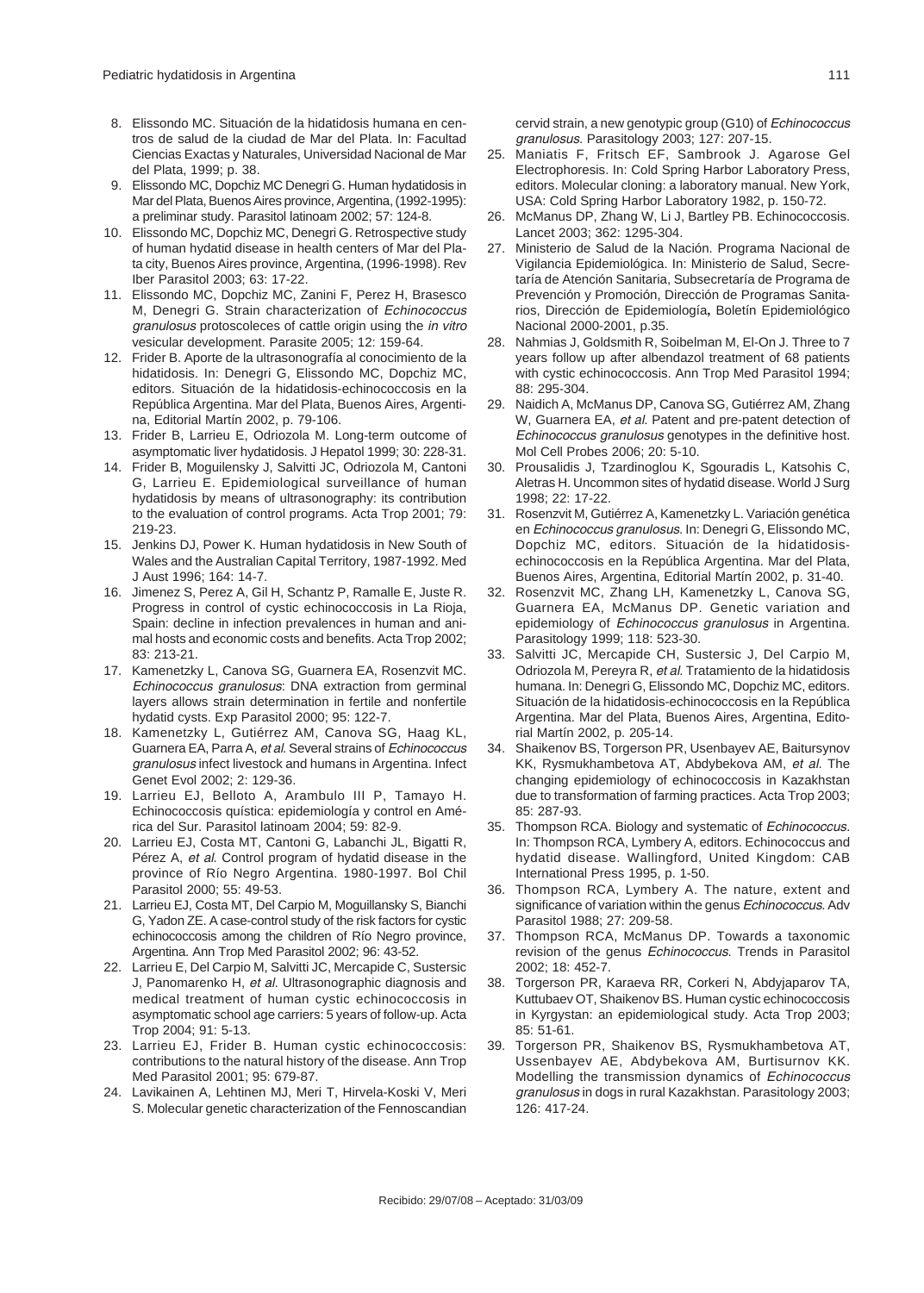8. Elissondo MC. Situación de la hidatidosis humana en centros de salud de la ciudad de Mar del Plata. In: Facultad Ciencias Exactas y Naturales, Universidad Nacional de Mar del Plata, 1999; p. 38.
9. Elissondo MC, Dopchiz MC Denegri G. Human hydatidosis in Mar del Plata, Buenos Aires province, Argentina, (1992-1995): a preliminar study. Parasitol latinoam 2002; 57: 124-8.
10. Elissondo MC, Dopchiz MC, Denegri G. Retrospective study of human hydatid disease in health centers of Mar del Plata city, Buenos Aires province, Argentina, (1996-1998). Rev Iber Parasitol 2003; 63: 17-22.
11. Elissondo MC, Dopchiz MC, Zanini F, Perez H, Brasesco M, Denegri G. Strain characterization of *Echinococcus granulosus* protoscoleces of cattle origin using the *in vitro* vesicular development. Parasite 2005; 12: 159-64.
12. Frider B. Aporte de la ultrasonografía al conocimiento de la hidatidosis. In: Denegri G, Elissondo MC, Dopchiz MC, editors. Situación de la hidatidosis-echinococcosis en la República Argentina. Mar del Plata, Buenos Aires, Argentina, Editorial Martín 2002, p. 79-106.
13. Frider B, Larrieu E, Odriozola M. Long-term outcome of asymptomatic liver hydatidosis. J Hepatol 1999; 30: 228-31.
14. Frider B, Moguilensky J, Salvitti JC, Odriozola M, Cantoni G, Larrieu E. Epidemiological surveillance of human hydatidosis by means of ultrasonography: its contribution to the evaluation of control programs. Acta Trop 2001; 79: 219-23.
15. Jenkins DJ, Power K. Human hydatidosis in New South of Wales and the Australian Capital Territory, 1987-1992. Med J Aust 1996; 164: 14-7.
16. Jimenez S, Perez A, Gil H, Schantz P, Ramalle E, Juste R. Progress in control of cystic echinococcosis in La Rioja, Spain: decline in infection prevalences in human and animal hosts and economic costs and benefits. Acta Trop 2002; 83: 213-21.
17. Kamenetzky L, Canova SG, Guarnera EA, Rosenzvit MC. *Echinococcus granulosus*: DNA extraction from germinal layers allows strain determination in fertile and nonfertile hydatid cysts. Exp Parasitol 2000; 95: 122-7.
18. Kamenetzky L, Gutiérrez AM, Canova SG, Haag KL, Guarnera EA, Parra A, *et al*. Several strains of *Echinococcus granulosus* infect livestock and humans in Argentina. Infect Genet Evol 2002; 2: 129-36.
19. Larrieu EJ, Belloto A, Arambulo III P, Tamayo H. Echinococcosis quística: epidemiología y control en América del Sur. Parasitol latinoam 2004; 59: 82-9.
20. Larrieu EJ, Costa MT, Cantoni G, Labanchi JL, Bigatti R, Pérez A, *et al.* Control program of hydatid disease in the province of Río Negro Argentina. 1980-1997. Bol Chil Parasitol 2000; 55: 49-53.
21. Larrieu EJ, Costa MT, Del Carpio M, Moguillansky S, Bianchi G, Yadon ZE. A case-control study of the risk factors for cystic echinococcosis among the children of Río Negro province, Argentina. Ann Trop Med Parasitol 2002; 96: 43-52.
22. Larrieu E, Del Carpio M, Salvitti JC, Mercapide C, Sustersic J, Panomarenko H, *et al.* Ultrasonographic diagnosis and medical treatment of human cystic echinococcosis in asymptomatic school age carriers: 5 years of follow-up. Acta Trop 2004; 91: 5-13.
23. Larrieu EJ, Frider B. Human cystic echinococcosis: contributions to the natural history of the disease. Ann Trop Med Parasitol 2001; 95: 679-87.
24. Lavikainen A, Lehtinen MJ, Meri T, Hirvela-Koski V, Meri S. Molecular genetic characterization of the Fennoscandian cervid strain, a new genotypic group (G10) of *Echinococcus granulosus*. Parasitology 2003; 127: 207-15.
25. Maniatis F, Fritsch EF, Sambrook J. Agarose Gel Electrophoresis. In: Cold Spring Harbor Laboratory Press, editors. Molecular cloning: a laboratory manual. New York, USA: Cold Spring Harbor Laboratory 1982, p. 150-72.
26. McManus DP, Zhang W, Li J, Bartley PB. Echinococcosis. Lancet 2003; 362: 1295-304.
27. Ministerio de Salud de la Nación. Programa Nacional de Vigilancia Epidemiológica. In: Ministerio de Salud, Secretaría de Atención Sanitaria, Subsecretaría de Programa de Prevención y Promoción, Dirección de Programas Sanitarios, Dirección de Epidemiología**,** Boletín Epidemiológico Nacional 2000-2001, p.35.
28. Nahmias J, Goldsmith R, Soibelman M, El-On J. Three to 7 years follow up after albendazol treatment of 68 patients with cystic echinococcosis. Ann Trop Med Parasitol 1994; 88: 295-304.
29. Naidich A, McManus DP, Canova SG, Gutiérrez AM, Zhang W, Guarnera EA, *et al.* Patent and pre-patent detection of *Echinococcus granulosus* genotypes in the definitive host. Mol Cell Probes 2006; 20: 5-10.
30. Prousalidis J, Tzardinoglou K, Sgouradis L, Katsohis C, Aletras H. Uncommon sites of hydatid disease. World J Surg 1998; 22: 17-22.
31. Rosenzvit M, Gutiérrez A, Kamenetzky L. Variación genética en *Echinococcus granulosus*. In: Denegri G, Elissondo MC, Dopchiz MC, editors. Situación de la hidatidosis-echinococcosis en la República Argentina. Mar del Plata, Buenos Aires, Argentina, Editorial Martín 2002, p. 31-40.
32. Rosenzvit MC, Zhang LH, Kamenetzky L, Canova SG, Guarnera EA, McManus DP. Genetic variation and epidemiology of *Echinococcus granulosus* in Argentina. Parasitology 1999; 118: 523-30.
33. Salvitti JC, Mercapide CH, Sustersic J, Del Carpio M, Odriozola M, Pereyra R, *et al.* Tratamiento de la hidatidosis humana. In: Denegri G, Elissondo MC, Dopchiz MC, editors. Situación de la hidatidosis-echinococcosis en la República Argentina. Mar del Plata, Buenos Aires, Argentina, Editorial Martín 2002, p. 205-14.
34. Shaikenov BS, Torgerson PR, Usenbayev AE, Baitursynov KK, Rysmukhambetova AT, Abdybekova AM, *et al.* The changing epidemiology of echinococcosis in Kazakhstan due to transformation of farming practices. Acta Trop 2003; 85: 287-93.
35. Thompson RCA. Biology and systematic of *Echinococcus.* In: Thompson RCA, Lymbery A, editors. Echinococcus and hydatid disease. Wallingford, United Kingdom: CAB International Press 1995, p. 1-50.
36. Thompson RCA, Lymbery A. The nature, extent and significance of variation within the genus *Echinococcus.* Adv Parasitol 1988; 27: 209-58.
37. Thompson RCA, McManus DP. Towards a taxonomic revision of the genus *Echinococcus.* Trends in Parasitol 2002; 18: 452-7.
38. Torgerson PR, Karaeva RR, Corkeri N, Abdyjaparov TA, Kuttubaev OT, Shaikenov BS. Human cystic echinococcosis in Kyrgystan: an epidemiological study. Acta Trop 2003; 85: 51-61.
39. Torgerson PR, Shaikenov BS, Rysmukhambetova AT, Ussenbayev AE, Abdybekova AM, Burtisurnov KK. Modelling the transmission dynamics of *Echinococcus granulosus* in dogs in rural Kazakhstan. Parasitology 2003; 126: 417-24.

Recibido: 29/07/08 – Aceptado: 31/03/09